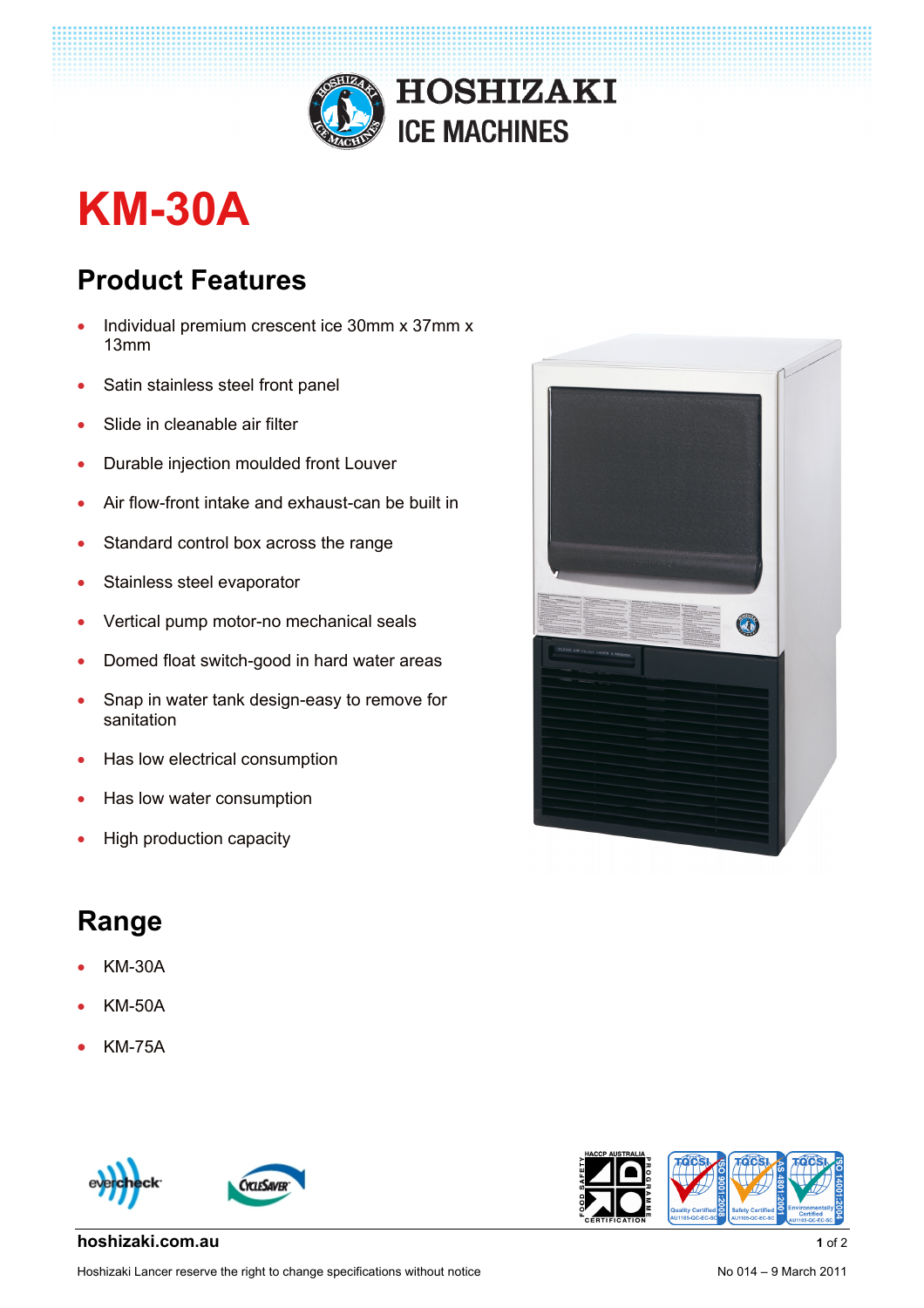# KM-30A

## Product Features

- Individual premium crescent ice 30mm x 37mm x 13mm
- Satin stainless steel front panel
- Slide in cleanable air filter
- Durable injection moulded front Louver
- Air flow-front intake and exhaust-can be built in
- Standard control box across the range
- Stainless steel evaporator
- Vertical pump motor-no mechanical seals
- Domed float switch-good in hard water areas
- Snap in water tank design-easy to remove for sanitation
- Has low electrical consumption
- Has low water consumption
- High production capacity

## Range

- KM-30A
- KM-50A
- KM-75A

**hoshizaki.com.au**

Hoshizaki Lancer reserve the right to change specifications without notice

No 014 – 9 March 2011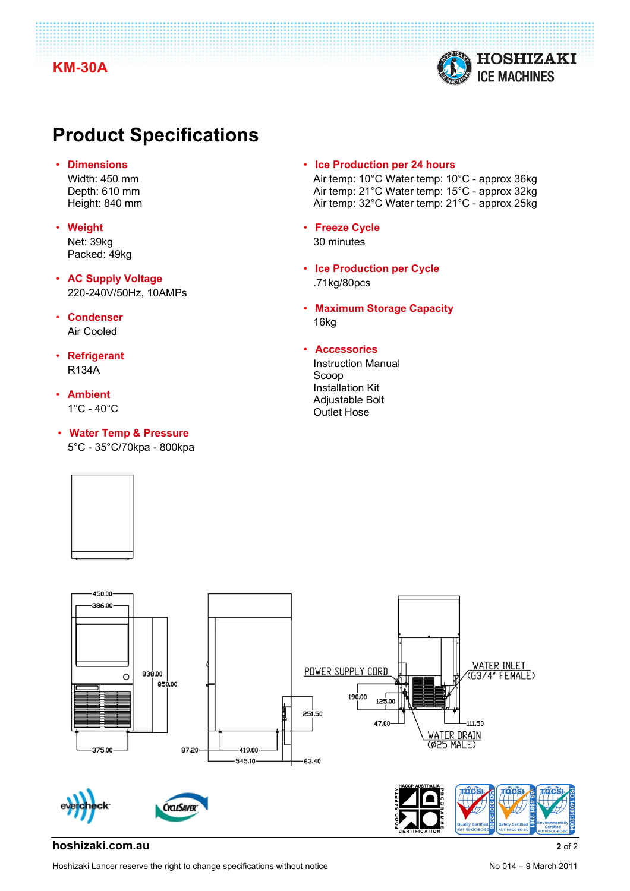KM-30A

HOSHIZAKI ICE MACHINES

# Product Specifications

- **Dimensions**
  Width: 450 mm
  Depth: 610 mm
  Height: 840 mm
- **Weight**
  Net: 39kg
  Packed: 49kg
- **AC Supply Voltage**
  220-240V/50Hz, 10AMPs
- **Condenser**
  Air Cooled
- **Refrigerant**
  R134A
- **Ambient**
  1°C - 40°C
- **Water Temp & Pressure**
  5°C - 35°C/70kpa - 800kpa
- **Ice Production per 24 hours**
  Air temp: 10°C Water temp: 10°C - approx 36kg
  Air temp: 21°C Water temp: 15°C - approx 32kg
  Air temp: 32°C Water temp: 21°C - approx 25kg
- **Freeze Cycle**
  30 minutes
- **Ice Production per Cycle**
  .71kg/80pcs
- **Maximum Storage Capacity**
  16kg
- **Accessories**
  Instruction Manual
  Scoop
  Installation Kit
  Adjustable Bolt
  Outlet Hose

450.00
386.00
838.00
850.00
375.00
87.20
419.00
545.10
63.40
251.50
POWER SUPPLY CORD
190.00
125.00
47.00
WATER INLET (G3/4" FEMALE)
111.50
WATER DRAIN (Ø25 MALE)

hoshizaki.com.au

Hoshizaki Lancer reserve the right to change specifications without notice

No 014 – 9 March 2011